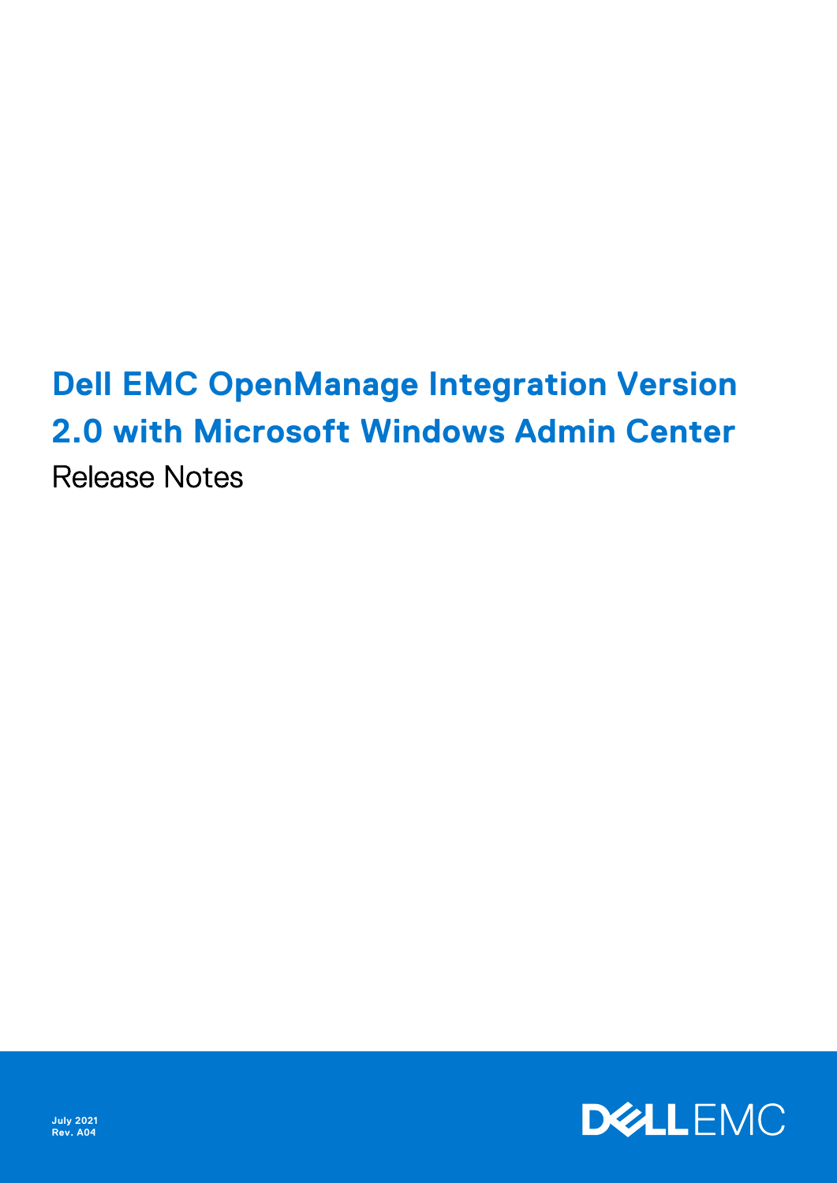# Dell EMC OpenManage Integration Version 2.0 with Microsoft Windows Admin Center

Release Notes

July 2021
Rev. A04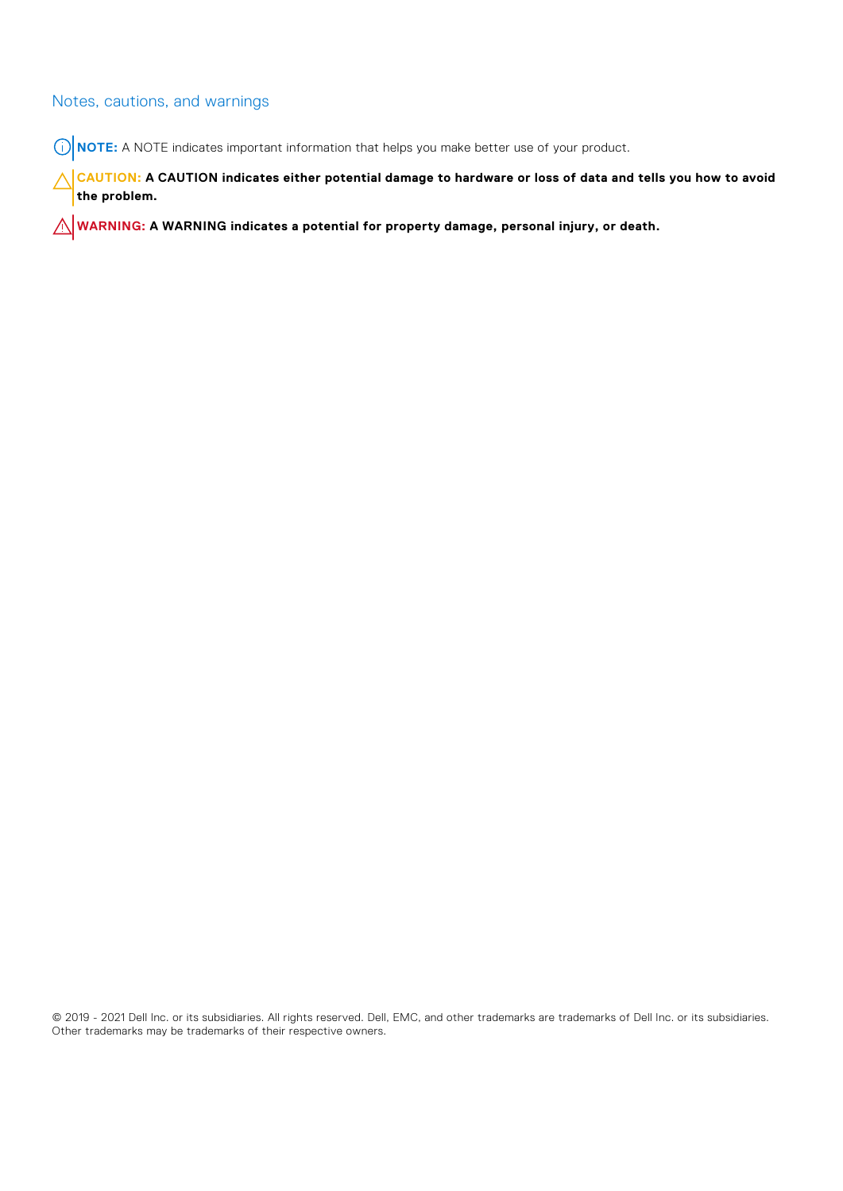## Notes, cautions, and warnings

**NOTE:** A NOTE indicates important information that helps you make better use of your product.

**CAUTION: A CAUTION indicates either potential damage to hardware or loss of data and tells you how to avoid the problem.**

**WARNING: A WARNING indicates a potential for property damage, personal injury, or death.**

© 2019 - 2021 Dell Inc. or its subsidiaries. All rights reserved. Dell, EMC, and other trademarks are trademarks of Dell Inc. or its subsidiaries. Other trademarks may be trademarks of their respective owners.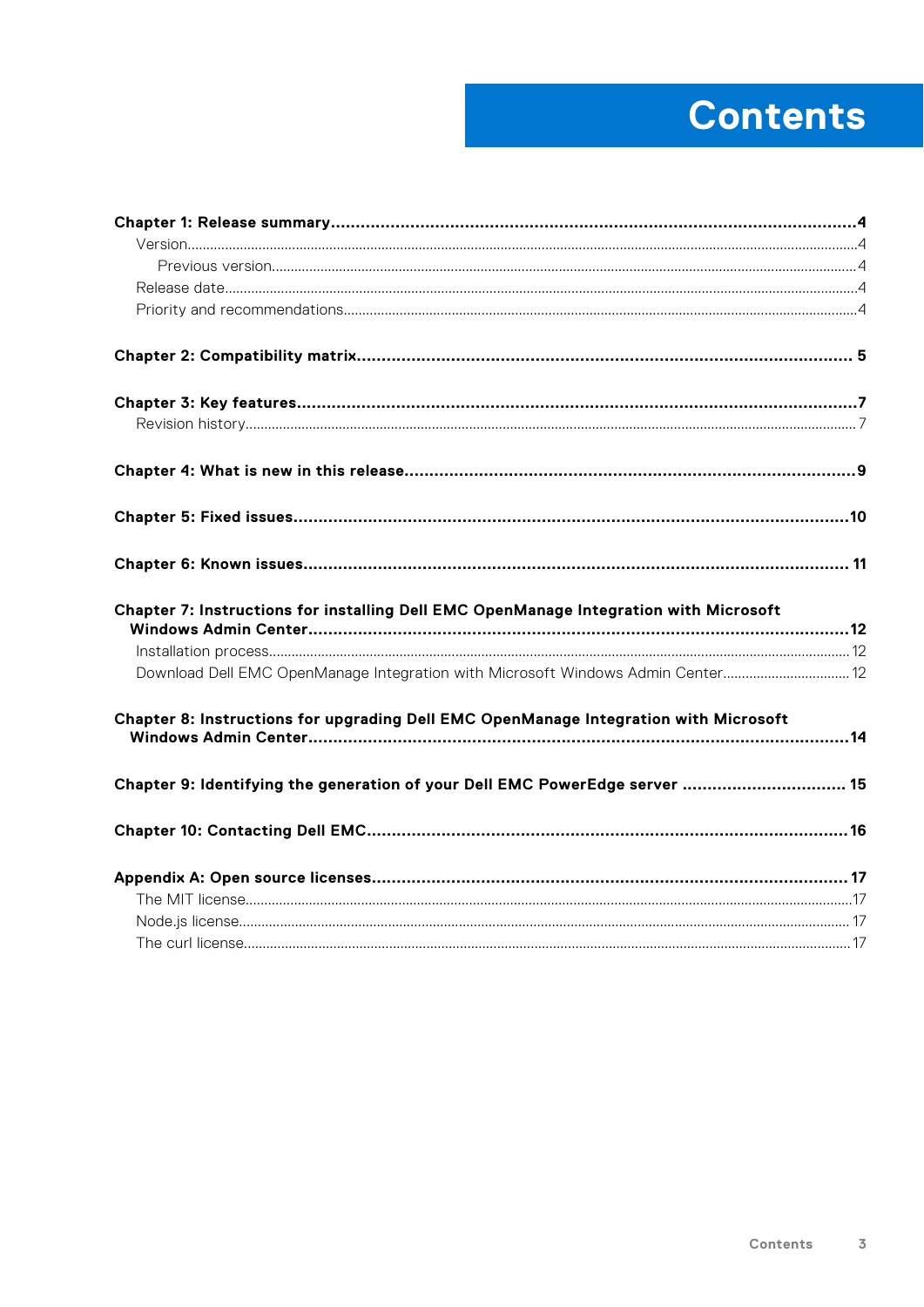# Contents

**Chapter 1: Release summary........................................................................................................4**

- Version.........................................................................................................................................4
  - Previous version.......................................................................................................................4
- Release date.................................................................................................................................4
- Priority and recommendations.......................................................................................................4

**Chapter 2: Compatibility matrix.................................................................................................... 5**

**Chapter 3: Key features.................................................................................................................7**

- Revision history.............................................................................................................................7

**Chapter 4: What is new in this release...........................................................................................9**

**Chapter 5: Fixed issues.................................................................................................................10**

**Chapter 6: Known issues............................................................................................................... 11**

**Chapter 7: Instructions for installing Dell EMC OpenManage Integration with Microsoft Windows Admin Center.............................................................................................................................12**

- Installation process.......................................................................................................................12
- Download Dell EMC OpenManage Integration with Microsoft Windows Admin Center.................................12

**Chapter 8: Instructions for upgrading Dell EMC OpenManage Integration with Microsoft Windows Admin Center.............................................................................................................................14**

**Chapter 9: Identifying the generation of your Dell EMC PowerEdge server ................................. 15**

**Chapter 10: Contacting Dell EMC...................................................................................................16**

**Appendix A: Open source licenses................................................................................................ 17**

- The MIT license.............................................................................................................................17
- Node.js license.............................................................................................................................. 17
- The curl license.............................................................................................................................17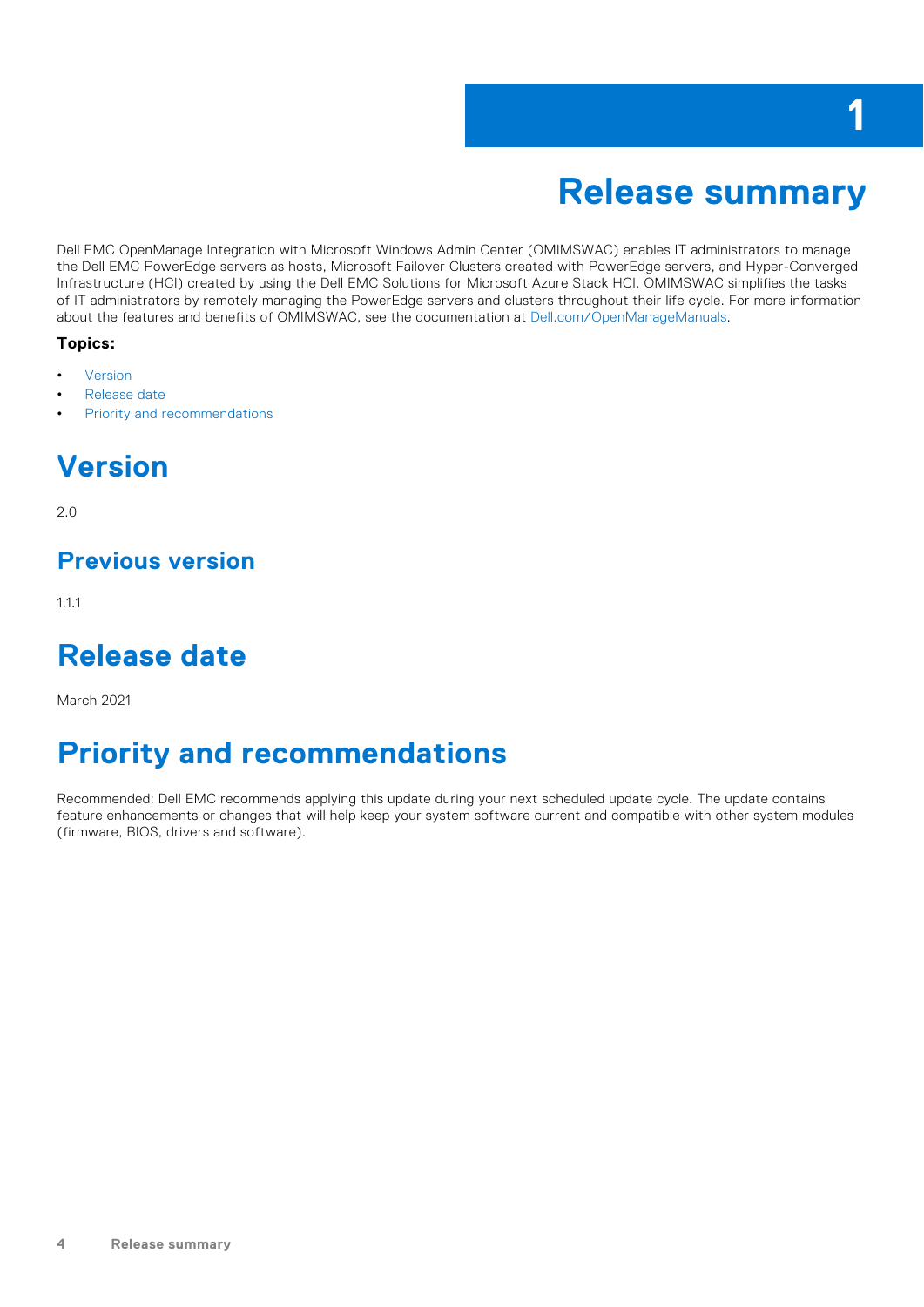# 1 Release summary

Dell EMC OpenManage Integration with Microsoft Windows Admin Center (OMIMSWAC) enables IT administrators to manage the Dell EMC PowerEdge servers as hosts, Microsoft Failover Clusters created with PowerEdge servers, and Hyper-Converged Infrastructure (HCI) created by using the Dell EMC Solutions for Microsoft Azure Stack HCI. OMIMSWAC simplifies the tasks of IT administrators by remotely managing the PowerEdge servers and clusters throughout their life cycle. For more information about the features and benefits of OMIMSWAC, see the documentation at Dell.com/OpenManageManuals.

**Topics:**

- Version
- Release date
- Priority and recommendations

## Version

2.0

### Previous version

1.1.1

## Release date

March 2021

## Priority and recommendations

Recommended: Dell EMC recommends applying this update during your next scheduled update cycle. The update contains feature enhancements or changes that will help keep your system software current and compatible with other system modules (firmware, BIOS, drivers and software).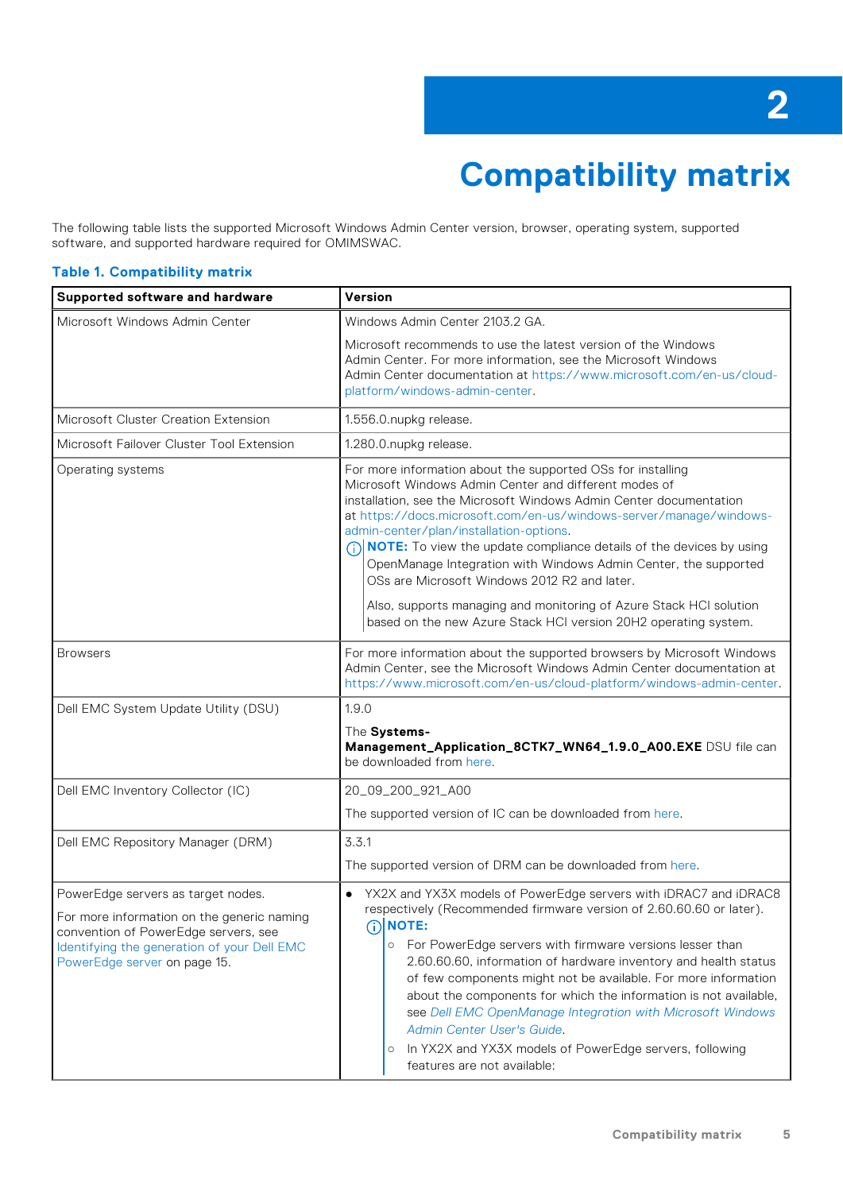# 2 Compatibility matrix

The following table lists the supported Microsoft Windows Admin Center version, browser, operating system, supported software, and supported hardware required for OMIMSWAC.

**Table 1. Compatibility matrix**

| Supported software and hardware | Version |
|---|---|
| Microsoft Windows Admin Center | Windows Admin Center 2103.2 GA.<br><br>Microsoft recommends to use the latest version of the Windows Admin Center. For more information, see the Microsoft Windows Admin Center documentation at https://www.microsoft.com/en-us/cloud-platform/windows-admin-center. |
| Microsoft Cluster Creation Extension | 1.556.0.nupkg release. |
| Microsoft Failover Cluster Tool Extension | 1.280.0.nupkg release. |
| Operating systems | For more information about the supported OSs for installing Microsoft Windows Admin Center and different modes of installation, see the Microsoft Windows Admin Center documentation at https://docs.microsoft.com/en-us/windows-server/manage/windows-admin-center/plan/installation-options.<br><br>**NOTE:** To view the update compliance details of the devices by using OpenManage Integration with Windows Admin Center, the supported OSs are Microsoft Windows 2012 R2 and later.<br><br>Also, supports managing and monitoring of Azure Stack HCI solution based on the new Azure Stack HCI version 20H2 operating system. |
| Browsers | For more information about the supported browsers by Microsoft Windows Admin Center, see the Microsoft Windows Admin Center documentation at https://www.microsoft.com/en-us/cloud-platform/windows-admin-center. |
| Dell EMC System Update Utility (DSU) | 1.9.0<br><br>The **Systems-Management_Application_8CTK7_WN64_1.9.0_A00.EXE** DSU file can be downloaded from here. |
| Dell EMC Inventory Collector (IC) | 20_09_200_921_A00<br><br>The supported version of IC can be downloaded from here. |
| Dell EMC Repository Manager (DRM) | 3.3.1<br><br>The supported version of DRM can be downloaded from here. |
| PowerEdge servers as target nodes.<br><br>For more information on the generic naming convention of PowerEdge servers, see Identifying the generation of your Dell EMC PowerEdge server on page 15. | • YX2X and YX3X models of PowerEdge servers with iDRAC7 and iDRAC8 respectively (Recommended firmware version of 2.60.60.60 or later).<br><br>**NOTE:**<br>○ For PowerEdge servers with firmware versions lesser than 2.60.60.60, information of hardware inventory and health status of few components might not be available. For more information about the components for which the information is not available, see *Dell EMC OpenManage Integration with Microsoft Windows Admin Center User's Guide*.<br>○ In YX2X and YX3X models of PowerEdge servers, following features are not available: |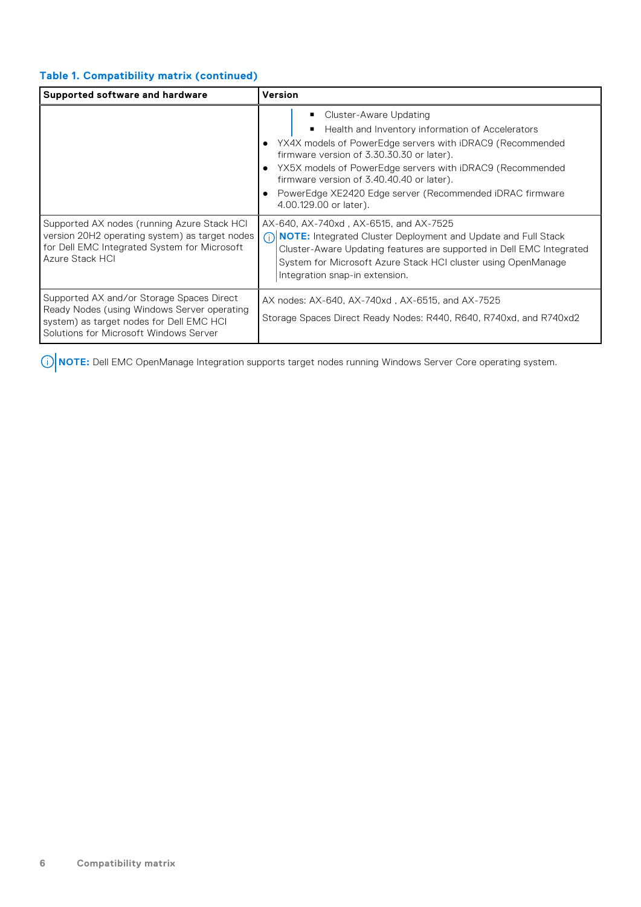**Table 1. Compatibility matrix (continued)**

| Supported software and hardware | Version |
|---|---|
| | ▪ Cluster-Aware Updating<br>▪ Health and Inventory information of Accelerators<br>• YX4X models of PowerEdge servers with iDRAC9 (Recommended firmware version of 3.30.30.30 or later).<br>• YX5X models of PowerEdge servers with iDRAC9 (Recommended firmware version of 3.40.40.40 or later).<br>• PowerEdge XE2420 Edge server (Recommended iDRAC firmware 4.00.129.00 or later). |
| Supported AX nodes (running Azure Stack HCI version 20H2 operating system) as target nodes for Dell EMC Integrated System for Microsoft Azure Stack HCI | AX-640, AX-740xd , AX-6515, and AX-7525<br>**NOTE:** Integrated Cluster Deployment and Update and Full Stack Cluster-Aware Updating features are supported in Dell EMC Integrated System for Microsoft Azure Stack HCI cluster using OpenManage Integration snap-in extension. |
| Supported AX and/or Storage Spaces Direct Ready Nodes (using Windows Server operating system) as target nodes for Dell EMC HCI Solutions for Microsoft Windows Server | AX nodes: AX-640, AX-740xd , AX-6515, and AX-7525<br>Storage Spaces Direct Ready Nodes: R440, R640, R740xd, and R740xd2 |

**NOTE:** Dell EMC OpenManage Integration supports target nodes running Windows Server Core operating system.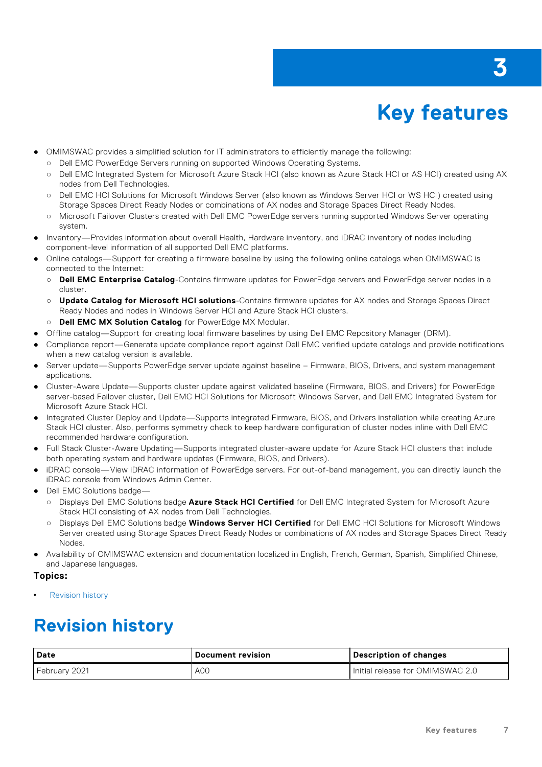# 3 Key features

- OMIMSWAC provides a simplified solution for IT administrators to efficiently manage the following:
  - Dell EMC PowerEdge Servers running on supported Windows Operating Systems.
  - Dell EMC Integrated System for Microsoft Azure Stack HCI (also known as Azure Stack HCI or AS HCI) created using AX nodes from Dell Technologies.
  - Dell EMC HCI Solutions for Microsoft Windows Server (also known as Windows Server HCI or WS HCI) created using Storage Spaces Direct Ready Nodes or combinations of AX nodes and Storage Spaces Direct Ready Nodes.
  - Microsoft Failover Clusters created with Dell EMC PowerEdge servers running supported Windows Server operating system.
- Inventory—Provides information about overall Health, Hardware inventory, and iDRAC inventory of nodes including component-level information of all supported Dell EMC platforms.
- Online catalogs—Support for creating a firmware baseline by using the following online catalogs when OMIMSWAC is connected to the Internet:
  - **Dell EMC Enterprise Catalog**-Contains firmware updates for PowerEdge servers and PowerEdge server nodes in a cluster.
  - **Update Catalog for Microsoft HCI solutions**-Contains firmware updates for AX nodes and Storage Spaces Direct Ready Nodes and nodes in Windows Server HCI and Azure Stack HCI clusters.
  - **Dell EMC MX Solution Catalog** for PowerEdge MX Modular.
- Offline catalog—Support for creating local firmware baselines by using Dell EMC Repository Manager (DRM).
- Compliance report—Generate update compliance report against Dell EMC verified update catalogs and provide notifications when a new catalog version is available.
- Server update—Supports PowerEdge server update against baseline – Firmware, BIOS, Drivers, and system management applications.
- Cluster-Aware Update—Supports cluster update against validated baseline (Firmware, BIOS, and Drivers) for PowerEdge server-based Failover cluster, Dell EMC HCI Solutions for Microsoft Windows Server, and Dell EMC Integrated System for Microsoft Azure Stack HCI.
- Integrated Cluster Deploy and Update—Supports integrated Firmware, BIOS, and Drivers installation while creating Azure Stack HCI cluster. Also, performs symmetry check to keep hardware configuration of cluster nodes inline with Dell EMC recommended hardware configuration.
- Full Stack Cluster-Aware Updating—Supports integrated cluster-aware update for Azure Stack HCI clusters that include both operating system and hardware updates (Firmware, BIOS, and Drivers).
- iDRAC console—View iDRAC information of PowerEdge servers. For out-of-band management, you can directly launch the iDRAC console from Windows Admin Center.
- Dell EMC Solutions badge—
  - Displays Dell EMC Solutions badge **Azure Stack HCI Certified** for Dell EMC Integrated System for Microsoft Azure Stack HCI consisting of AX nodes from Dell Technologies.
  - Displays Dell EMC Solutions badge **Windows Server HCI Certified** for Dell EMC HCI Solutions for Microsoft Windows Server created using Storage Spaces Direct Ready Nodes or combinations of AX nodes and Storage Spaces Direct Ready Nodes.
- Availability of OMIMSWAC extension and documentation localized in English, French, German, Spanish, Simplified Chinese, and Japanese languages.

**Topics:**

- Revision history

## Revision history

| Date | Document revision | Description of changes |
| --- | --- | --- |
| February 2021 | A00 | Initial release for OMIMSWAC 2.0 |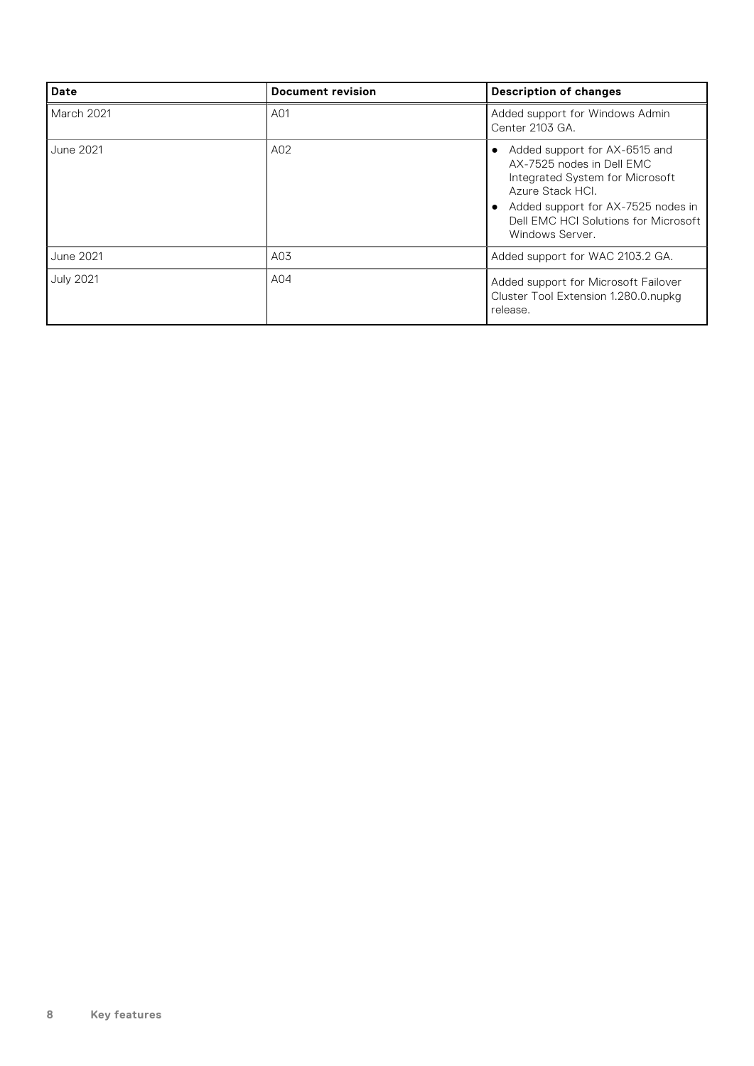| Date | Document revision | Description of changes |
| --- | --- | --- |
| March 2021 | A01 | Added support for Windows Admin Center 2103 GA. |
| June 2021 | A02 | • Added support for AX-6515 and AX-7525 nodes in Dell EMC Integrated System for Microsoft Azure Stack HCI.<br>• Added support for AX-7525 nodes in Dell EMC HCI Solutions for Microsoft Windows Server. |
| June 2021 | A03 | Added support for WAC 2103.2 GA. |
| July 2021 | A04 | Added support for Microsoft Failover Cluster Tool Extension 1.280.0.nupkg release. |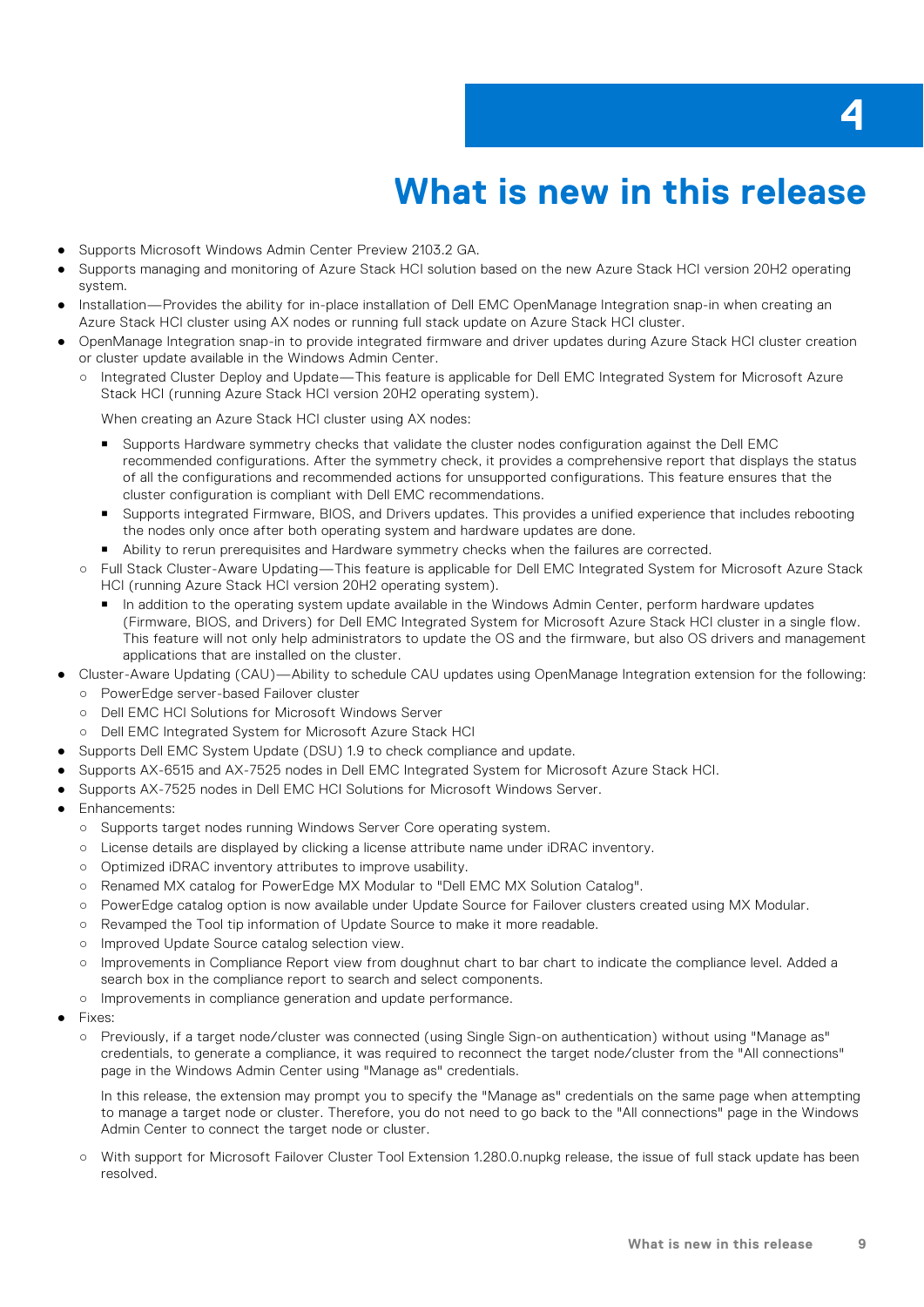# 4 What is new in this release

- Supports Microsoft Windows Admin Center Preview 2103.2 GA.
- Supports managing and monitoring of Azure Stack HCI solution based on the new Azure Stack HCI version 20H2 operating system.
- Installation—Provides the ability for in-place installation of Dell EMC OpenManage Integration snap-in when creating an Azure Stack HCI cluster using AX nodes or running full stack update on Azure Stack HCI cluster.
- OpenManage Integration snap-in to provide integrated firmware and driver updates during Azure Stack HCI cluster creation or cluster update available in the Windows Admin Center.
  - Integrated Cluster Deploy and Update—This feature is applicable for Dell EMC Integrated System for Microsoft Azure Stack HCI (running Azure Stack HCI version 20H2 operating system).

    When creating an Azure Stack HCI cluster using AX nodes:

    - Supports Hardware symmetry checks that validate the cluster nodes configuration against the Dell EMC recommended configurations. After the symmetry check, it provides a comprehensive report that displays the status of all the configurations and recommended actions for unsupported configurations. This feature ensures that the cluster configuration is compliant with Dell EMC recommendations.
    - Supports integrated Firmware, BIOS, and Drivers updates. This provides a unified experience that includes rebooting the nodes only once after both operating system and hardware updates are done.
    - Ability to rerun prerequisites and Hardware symmetry checks when the failures are corrected.
  - Full Stack Cluster-Aware Updating—This feature is applicable for Dell EMC Integrated System for Microsoft Azure Stack HCI (running Azure Stack HCI version 20H2 operating system).
    - In addition to the operating system update available in the Windows Admin Center, perform hardware updates (Firmware, BIOS, and Drivers) for Dell EMC Integrated System for Microsoft Azure Stack HCI cluster in a single flow. This feature will not only help administrators to update the OS and the firmware, but also OS drivers and management applications that are installed on the cluster.
- Cluster-Aware Updating (CAU)—Ability to schedule CAU updates using OpenManage Integration extension for the following:
  - PowerEdge server-based Failover cluster
  - Dell EMC HCI Solutions for Microsoft Windows Server
  - Dell EMC Integrated System for Microsoft Azure Stack HCI
- Supports Dell EMC System Update (DSU) 1.9 to check compliance and update.
- Supports AX-6515 and AX-7525 nodes in Dell EMC Integrated System for Microsoft Azure Stack HCI.
- Supports AX-7525 nodes in Dell EMC HCI Solutions for Microsoft Windows Server.
- Enhancements:
  - Supports target nodes running Windows Server Core operating system.
  - License details are displayed by clicking a license attribute name under iDRAC inventory.
  - Optimized iDRAC inventory attributes to improve usability.
  - Renamed MX catalog for PowerEdge MX Modular to "Dell EMC MX Solution Catalog".
  - PowerEdge catalog option is now available under Update Source for Failover clusters created using MX Modular.
  - Revamped the Tool tip information of Update Source to make it more readable.
  - Improved Update Source catalog selection view.
  - Improvements in Compliance Report view from doughnut chart to bar chart to indicate the compliance level. Added a search box in the compliance report to search and select components.
  - Improvements in compliance generation and update performance.
- Fixes:
  - Previously, if a target node/cluster was connected (using Single Sign-on authentication) without using "Manage as" credentials, to generate a compliance, it was required to reconnect the target node/cluster from the "All connections" page in the Windows Admin Center using "Manage as" credentials.

    In this release, the extension may prompt you to specify the "Manage as" credentials on the same page when attempting to manage a target node or cluster. Therefore, you do not need to go back to the "All connections" page in the Windows Admin Center to connect the target node or cluster.
  - With support for Microsoft Failover Cluster Tool Extension 1.280.0.nupkg release, the issue of full stack update has been resolved.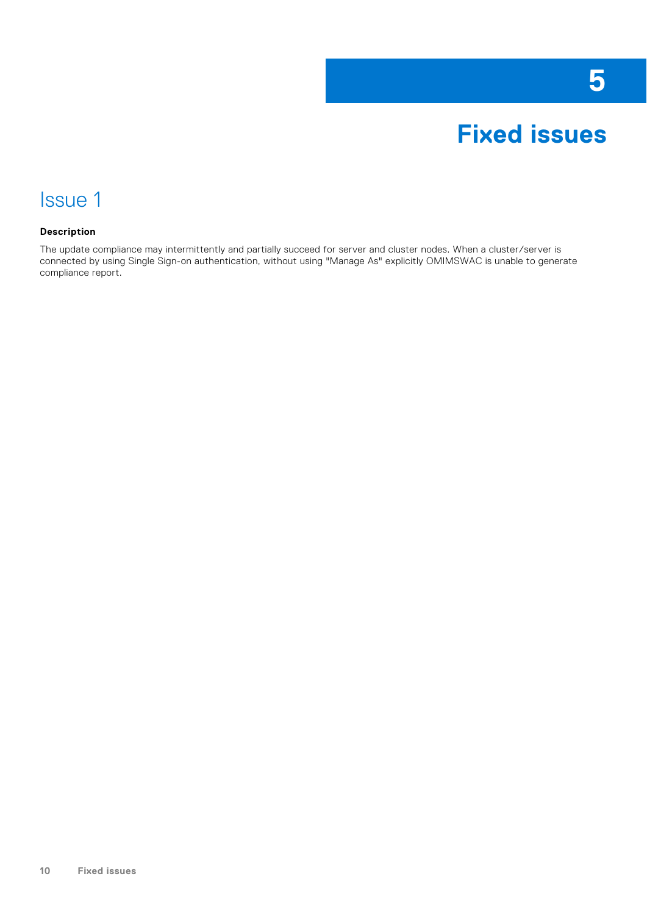# 5 Fixed issues

## Issue 1

**Description**

The update compliance may intermittently and partially succeed for server and cluster nodes. When a cluster/server is connected by using Single Sign-on authentication, without using "Manage As" explicitly OMIMSWAC is unable to generate compliance report.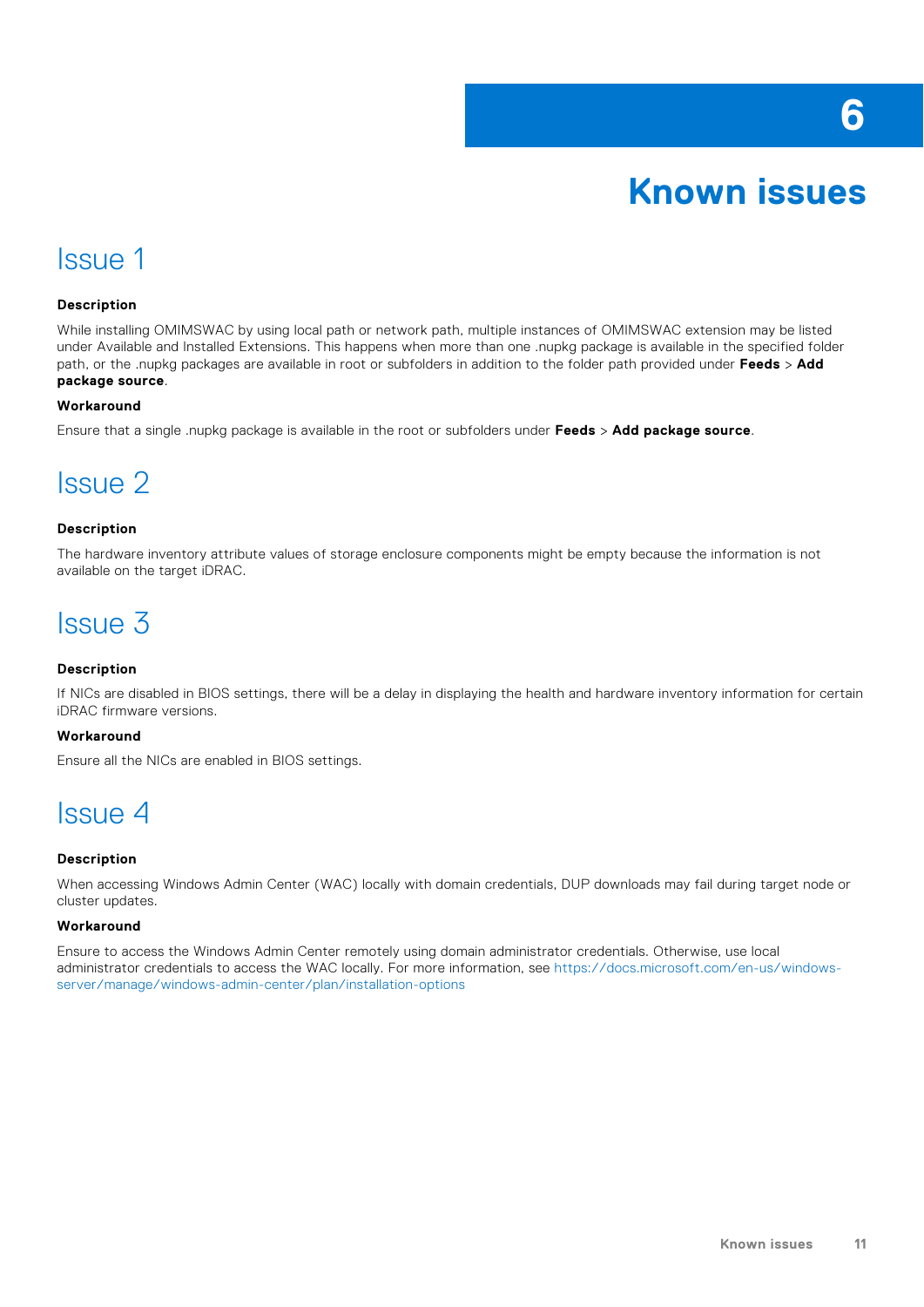# 6 Known issues

## Issue 1

### Description

While installing OMIMSWAC by using local path or network path, multiple instances of OMIMSWAC extension may be listed under Available and Installed Extensions. This happens when more than one .nupkg package is available in the specified folder path, or the .nupkg packages are available in root or subfolders in addition to the folder path provided under **Feeds** > **Add package source**.

### Workaround

Ensure that a single .nupkg package is available in the root or subfolders under **Feeds** > **Add package source**.

## Issue 2

### Description

The hardware inventory attribute values of storage enclosure components might be empty because the information is not available on the target iDRAC.

## Issue 3

### Description

If NICs are disabled in BIOS settings, there will be a delay in displaying the health and hardware inventory information for certain iDRAC firmware versions.

### Workaround

Ensure all the NICs are enabled in BIOS settings.

## Issue 4

### Description

When accessing Windows Admin Center (WAC) locally with domain credentials, DUP downloads may fail during target node or cluster updates.

### Workaround

Ensure to access the Windows Admin Center remotely using domain administrator credentials. Otherwise, use local administrator credentials to access the WAC locally. For more information, see https://docs.microsoft.com/en-us/windows-server/manage/windows-admin-center/plan/installation-options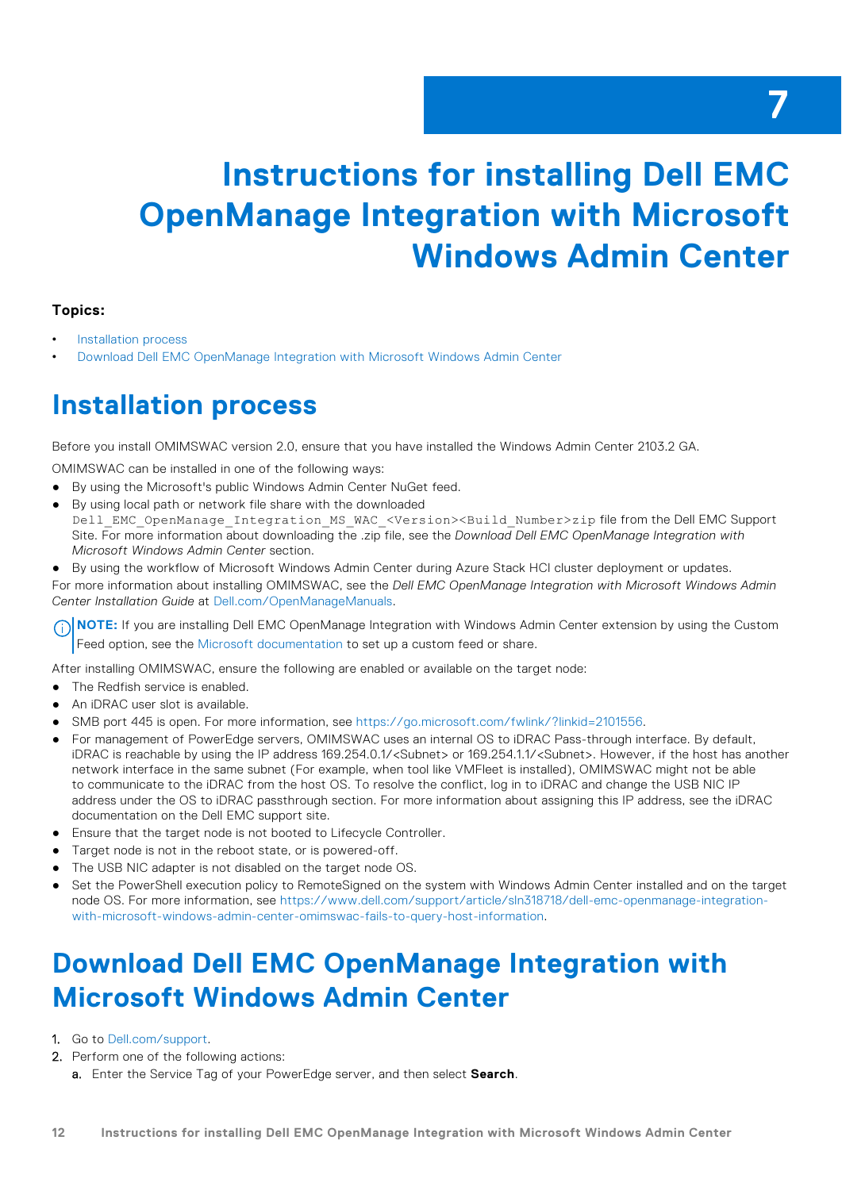# 7 Instructions for installing Dell EMC OpenManage Integration with Microsoft Windows Admin Center

**Topics:**

- Installation process
- Download Dell EMC OpenManage Integration with Microsoft Windows Admin Center

## Installation process

Before you install OMIMSWAC version 2.0, ensure that you have installed the Windows Admin Center 2103.2 GA.

OMIMSWAC can be installed in one of the following ways:

- By using the Microsoft's public Windows Admin Center NuGet feed.
- By using local path or network file share with the downloaded `Dell_EMC_OpenManage_Integration_MS_WAC_<Version><Build_Number>zip` file from the Dell EMC Support Site. For more information about downloading the .zip file, see the *Download Dell EMC OpenManage Integration with Microsoft Windows Admin Center* section.
- By using the workflow of Microsoft Windows Admin Center during Azure Stack HCI cluster deployment or updates.

For more information about installing OMIMSWAC, see the *Dell EMC OpenManage Integration with Microsoft Windows Admin Center Installation Guide* at Dell.com/OpenManageManuals.

**NOTE:** If you are installing Dell EMC OpenManage Integration with Windows Admin Center extension by using the Custom Feed option, see the Microsoft documentation to set up a custom feed or share.

After installing OMIMSWAC, ensure the following are enabled or available on the target node:

- The Redfish service is enabled.
- An iDRAC user slot is available.
- SMB port 445 is open. For more information, see https://go.microsoft.com/fwlink/?linkid=2101556.
- For management of PowerEdge servers, OMIMSWAC uses an internal OS to iDRAC Pass-through interface. By default, iDRAC is reachable by using the IP address 169.254.0.1/<Subnet> or 169.254.1.1/<Subnet>. However, if the host has another network interface in the same subnet (For example, when tool like VMFleet is installed), OMIMSWAC might not be able to communicate to the iDRAC from the host OS. To resolve the conflict, log in to iDRAC and change the USB NIC IP address under the OS to iDRAC passthrough section. For more information about assigning this IP address, see the iDRAC documentation on the Dell EMC support site.
- Ensure that the target node is not booted to Lifecycle Controller.
- Target node is not in the reboot state, or is powered-off.
- The USB NIC adapter is not disabled on the target node OS.
- Set the PowerShell execution policy to RemoteSigned on the system with Windows Admin Center installed and on the target node OS. For more information, see https://www.dell.com/support/article/sln318718/dell-emc-openmanage-integration-with-microsoft-windows-admin-center-omimswac-fails-to-query-host-information.

## Download Dell EMC OpenManage Integration with Microsoft Windows Admin Center

1. Go to Dell.com/support.
2. Perform one of the following actions:
    a. Enter the Service Tag of your PowerEdge server, and then select **Search**.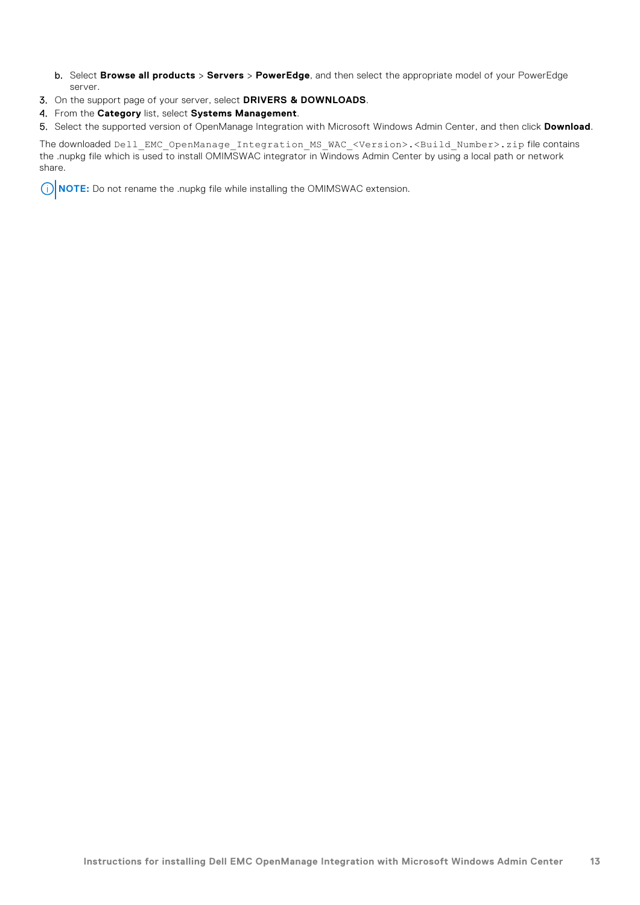b. Select **Browse all products** > **Servers** > **PowerEdge**, and then select the appropriate model of your PowerEdge server.
3. On the support page of your server, select **DRIVERS & DOWNLOADS**.
4. From the **Category** list, select **Systems Management**.
5. Select the supported version of OpenManage Integration with Microsoft Windows Admin Center, and then click **Download**.

The downloaded `Dell_EMC_OpenManage_Integration_MS_WAC_<Version>.<Build_Number>.zip` file contains the .nupkg file which is used to install OMIMSWAC integrator in Windows Admin Center by using a local path or network share.

**NOTE:** Do not rename the .nupkg file while installing the OMIMSWAC extension.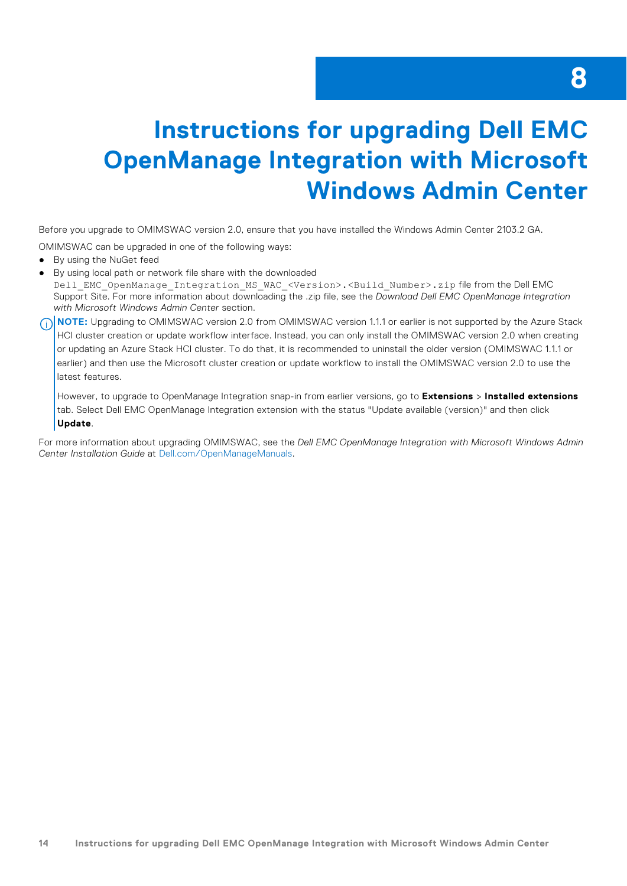# 8 Instructions for upgrading Dell EMC OpenManage Integration with Microsoft Windows Admin Center

Before you upgrade to OMIMSWAC version 2.0, ensure that you have installed the Windows Admin Center 2103.2 GA.

OMIMSWAC can be upgraded in one of the following ways:

- By using the NuGet feed
- By using local path or network file share with the downloaded `Dell_EMC_OpenManage_Integration_MS_WAC_<Version>.<Build_Number>.zip` file from the Dell EMC Support Site. For more information about downloading the .zip file, see the *Download Dell EMC OpenManage Integration with Microsoft Windows Admin Center* section.

**NOTE:** Upgrading to OMIMSWAC version 2.0 from OMIMSWAC version 1.1.1 or earlier is not supported by the Azure Stack HCI cluster creation or update workflow interface. Instead, you can only install the OMIMSWAC version 2.0 when creating or updating an Azure Stack HCI cluster. To do that, it is recommended to uninstall the older version (OMIMSWAC 1.1.1 or earlier) and then use the Microsoft cluster creation or update workflow to install the OMIMSWAC version 2.0 to use the latest features.

However, to upgrade to OpenManage Integration snap-in from earlier versions, go to **Extensions** > **Installed extensions** tab. Select Dell EMC OpenManage Integration extension with the status "Update available (version)" and then click **Update**.

For more information about upgrading OMIMSWAC, see the *Dell EMC OpenManage Integration with Microsoft Windows Admin Center Installation Guide* at Dell.com/OpenManageManuals.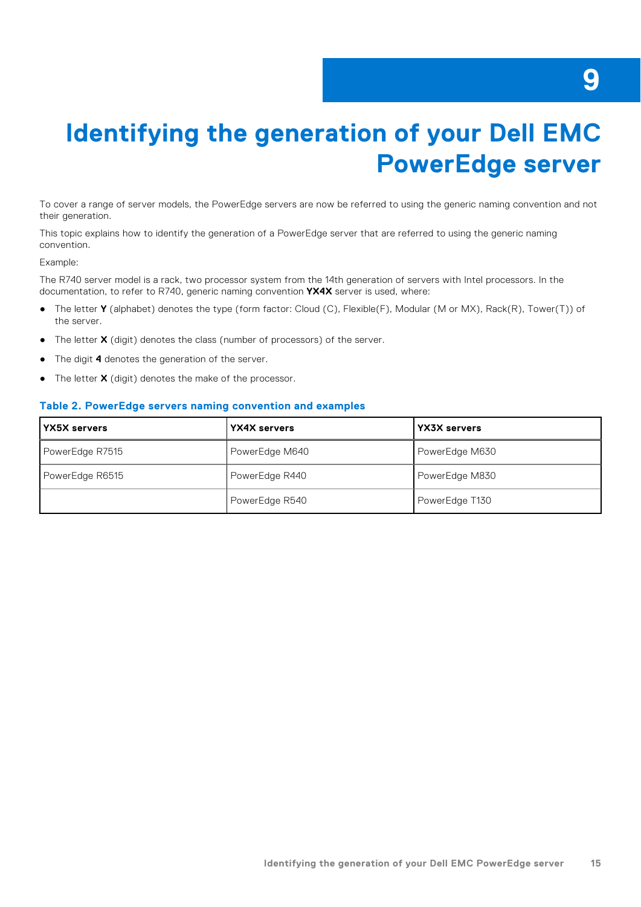# 9 Identifying the generation of your Dell EMC PowerEdge server

To cover a range of server models, the PowerEdge servers are now be referred to using the generic naming convention and not their generation.

This topic explains how to identify the generation of a PowerEdge server that are referred to using the generic naming convention.

Example:

The R740 server model is a rack, two processor system from the 14th generation of servers with Intel processors. In the documentation, to refer to R740, generic naming convention **YX4X** server is used, where:

- The letter **Y** (alphabet) denotes the type (form factor: Cloud (C), Flexible(F), Modular (M or MX), Rack(R), Tower(T)) of the server.
- The letter **X** (digit) denotes the class (number of processors) of the server.
- The digit **4** denotes the generation of the server.
- The letter **X** (digit) denotes the make of the processor.

**Table 2. PowerEdge servers naming convention and examples**

| YX5X servers | YX4X servers | YX3X servers |
|---|---|---|
| PowerEdge R7515 | PowerEdge M640 | PowerEdge M630 |
| PowerEdge R6515 | PowerEdge R440 | PowerEdge M830 |
| | PowerEdge R540 | PowerEdge T130 |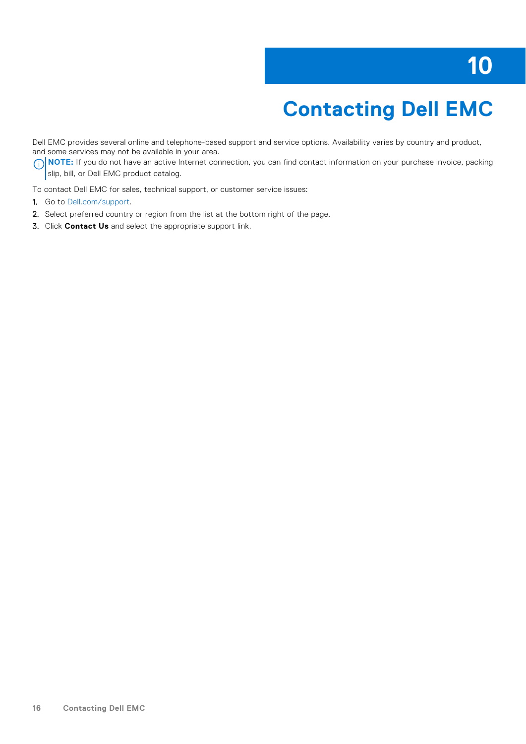# 10 Contacting Dell EMC

Dell EMC provides several online and telephone-based support and service options. Availability varies by country and product, and some services may not be available in your area.

**NOTE:** If you do not have an active Internet connection, you can find contact information on your purchase invoice, packing slip, bill, or Dell EMC product catalog.

To contact Dell EMC for sales, technical support, or customer service issues:

1. Go to Dell.com/support.
2. Select preferred country or region from the list at the bottom right of the page.
3. Click **Contact Us** and select the appropriate support link.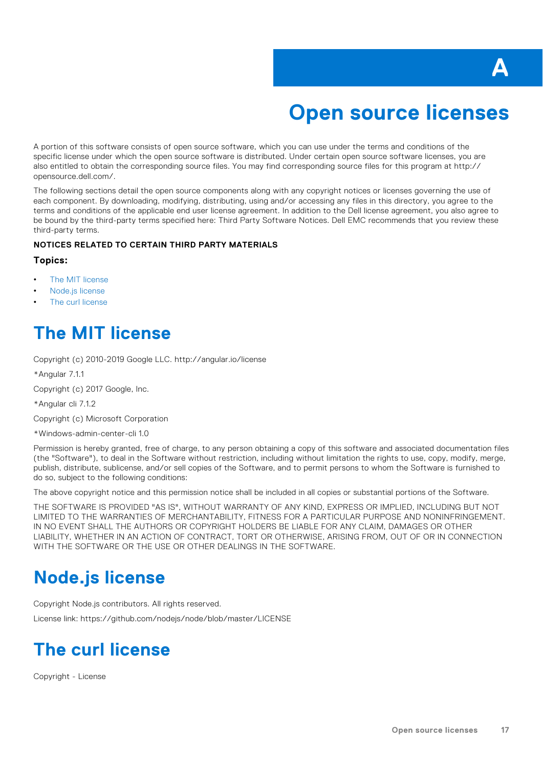# A

# Open source licenses

A portion of this software consists of open source software, which you can use under the terms and conditions of the specific license under which the open source software is distributed. Under certain open source software licenses, you are also entitled to obtain the corresponding source files. You may find corresponding source files for this program at http://opensource.dell.com/.

The following sections detail the open source components along with any copyright notices or licenses governing the use of each component. By downloading, modifying, distributing, using and/or accessing any files in this directory, you agree to the terms and conditions of the applicable end user license agreement. In addition to the Dell license agreement, you also agree to be bound by the third-party terms specified here: Third Party Software Notices. Dell EMC recommends that you review these third-party terms.

**NOTICES RELATED TO CERTAIN THIRD PARTY MATERIALS**

**Topics:**

- The MIT license
- Node.js license
- The curl license

## The MIT license

Copyright (c) 2010-2019 Google LLC. http://angular.io/license

*Angular 7.1.1

Copyright (c) 2017 Google, Inc.

*Angular cli 7.1.2

Copyright (c) Microsoft Corporation

*Windows-admin-center-cli 1.0

Permission is hereby granted, free of charge, to any person obtaining a copy of this software and associated documentation files (the "Software"), to deal in the Software without restriction, including without limitation the rights to use, copy, modify, merge, publish, distribute, sublicense, and/or sell copies of the Software, and to permit persons to whom the Software is furnished to do so, subject to the following conditions:

The above copyright notice and this permission notice shall be included in all copies or substantial portions of the Software.

THE SOFTWARE IS PROVIDED "AS IS", WITHOUT WARRANTY OF ANY KIND, EXPRESS OR IMPLIED, INCLUDING BUT NOT LIMITED TO THE WARRANTIES OF MERCHANTABILITY, FITNESS FOR A PARTICULAR PURPOSE AND NONINFRINGEMENT. IN NO EVENT SHALL THE AUTHORS OR COPYRIGHT HOLDERS BE LIABLE FOR ANY CLAIM, DAMAGES OR OTHER LIABILITY, WHETHER IN AN ACTION OF CONTRACT, TORT OR OTHERWISE, ARISING FROM, OUT OF OR IN CONNECTION WITH THE SOFTWARE OR THE USE OR OTHER DEALINGS IN THE SOFTWARE.

## Node.js license

Copyright Node.js contributors. All rights reserved.

License link: https://github.com/nodejs/node/blob/master/LICENSE

## The curl license

Copyright - License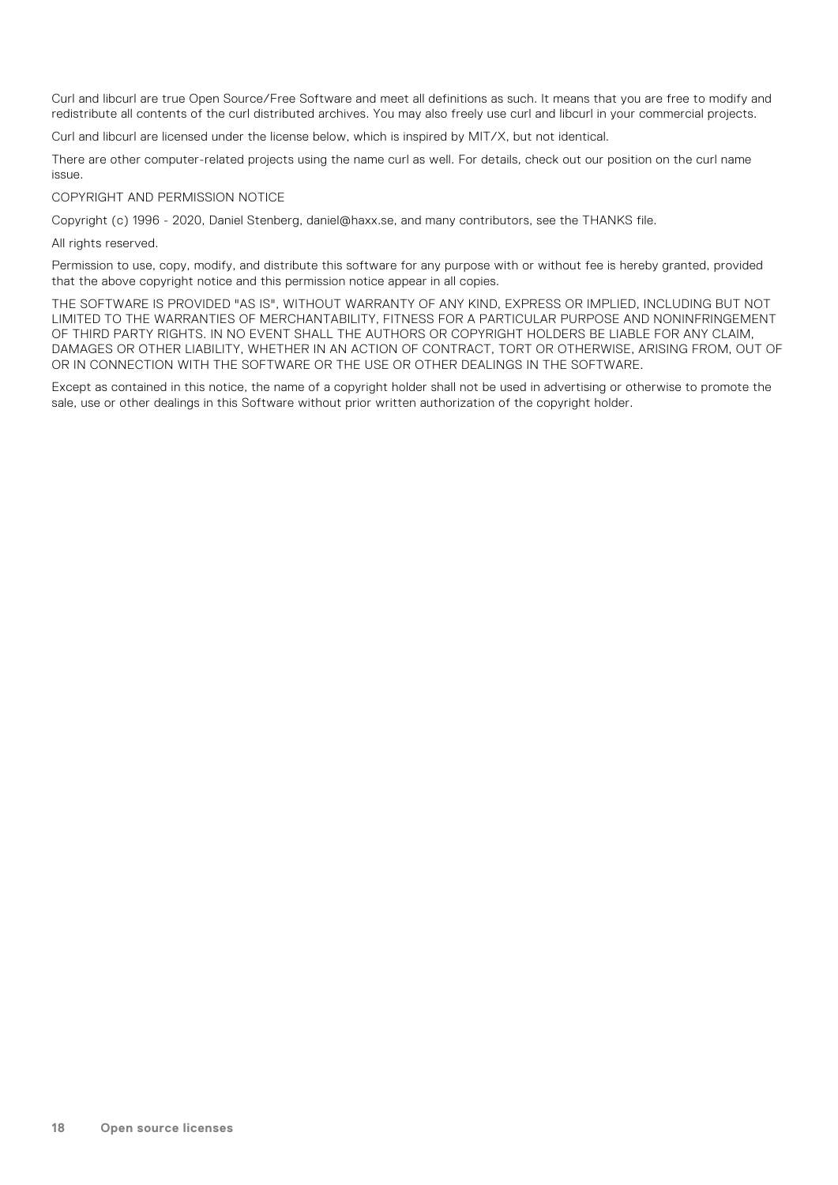Curl and libcurl are true Open Source/Free Software and meet all definitions as such. It means that you are free to modify and redistribute all contents of the curl distributed archives. You may also freely use curl and libcurl in your commercial projects.

Curl and libcurl are licensed under the license below, which is inspired by MIT/X, but not identical.

There are other computer-related projects using the name curl as well. For details, check out our position on the curl name issue.

COPYRIGHT AND PERMISSION NOTICE

Copyright (c) 1996 - 2020, Daniel Stenberg, daniel@haxx.se, and many contributors, see the THANKS file.

All rights reserved.

Permission to use, copy, modify, and distribute this software for any purpose with or without fee is hereby granted, provided that the above copyright notice and this permission notice appear in all copies.

THE SOFTWARE IS PROVIDED "AS IS", WITHOUT WARRANTY OF ANY KIND, EXPRESS OR IMPLIED, INCLUDING BUT NOT LIMITED TO THE WARRANTIES OF MERCHANTABILITY, FITNESS FOR A PARTICULAR PURPOSE AND NONINFRINGEMENT OF THIRD PARTY RIGHTS. IN NO EVENT SHALL THE AUTHORS OR COPYRIGHT HOLDERS BE LIABLE FOR ANY CLAIM, DAMAGES OR OTHER LIABILITY, WHETHER IN AN ACTION OF CONTRACT, TORT OR OTHERWISE, ARISING FROM, OUT OF OR IN CONNECTION WITH THE SOFTWARE OR THE USE OR OTHER DEALINGS IN THE SOFTWARE.

Except as contained in this notice, the name of a copyright holder shall not be used in advertising or otherwise to promote the sale, use or other dealings in this Software without prior written authorization of the copyright holder.